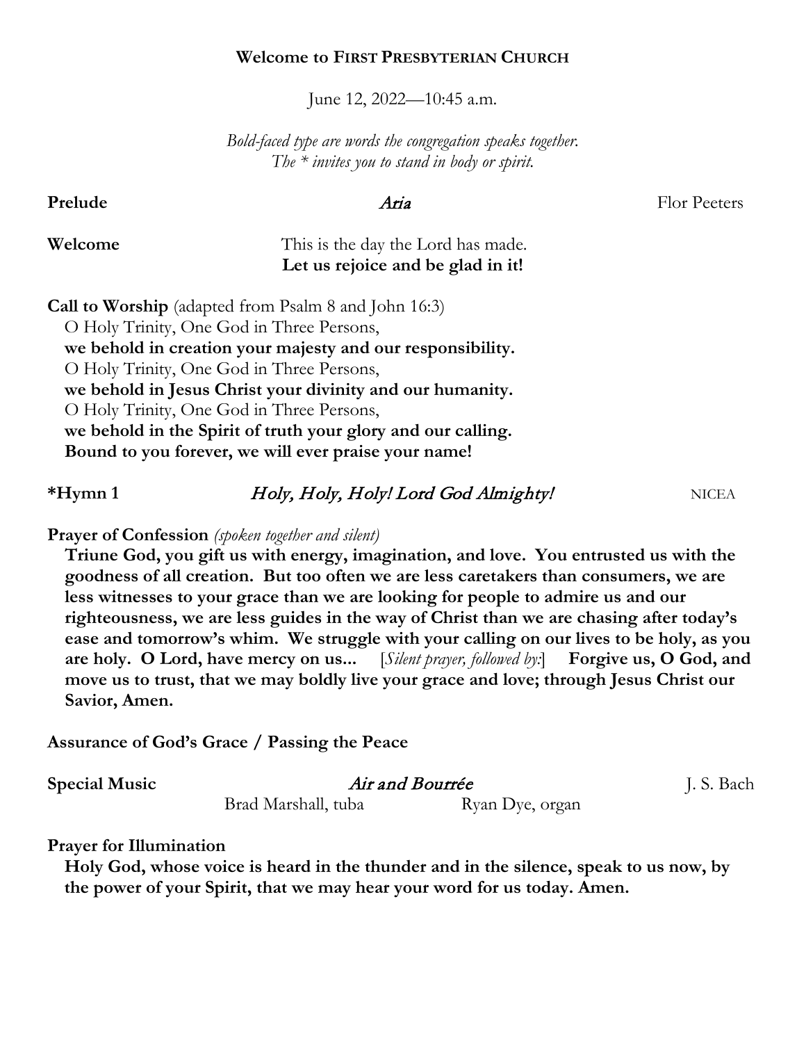**Welcome to FIRST PRESBYTERIAN CHURCH**

June 12, 2022—10:45 a.m.

*Bold-faced type are words the congregation speaks together.*
*The * invites you to stand in body or spirit.*

**Prelude** *Aria* Flor Peeters

**Welcome** This is the day the Lord has made.
**Let us rejoice and be glad in it!**

**Call to Worship** (adapted from Psalm 8 and John 16:3)
O Holy Trinity, One God in Three Persons,
**we behold in creation your majesty and our responsibility.**
O Holy Trinity, One God in Three Persons,
**we behold in Jesus Christ your divinity and our humanity.**
O Holy Trinity, One God in Three Persons,
**we behold in the Spirit of truth your glory and our calling.**
**Bound to you forever, we will ever praise your name!**

***Hymn 1** *Holy, Holy, Holy! Lord God Almighty!* NICEA

**Prayer of Confession** *(spoken together and silent)*
**Triune God, you gift us with energy, imagination, and love. You entrusted us with the goodness of all creation. But too often we are less caretakers than consumers, we are less witnesses to your grace than we are looking for people to admire us and our righteousness, we are less guides in the way of Christ than we are chasing after today's ease and tomorrow's whim. We struggle with your calling on our lives to be holy, as you are holy. O Lord, have mercy on us...** [*Silent prayer, followed by:*] **Forgive us, O God, and move us to trust, that we may boldly live your grace and love; through Jesus Christ our Savior, Amen.**

**Assurance of God's Grace / Passing the Peace**

**Special Music** *Air and Bourrée* J. S. Bach
Brad Marshall, tuba Ryan Dye, organ

**Prayer for Illumination**
**Holy God, whose voice is heard in the thunder and in the silence, speak to us now, by the power of your Spirit, that we may hear your word for us today. Amen.**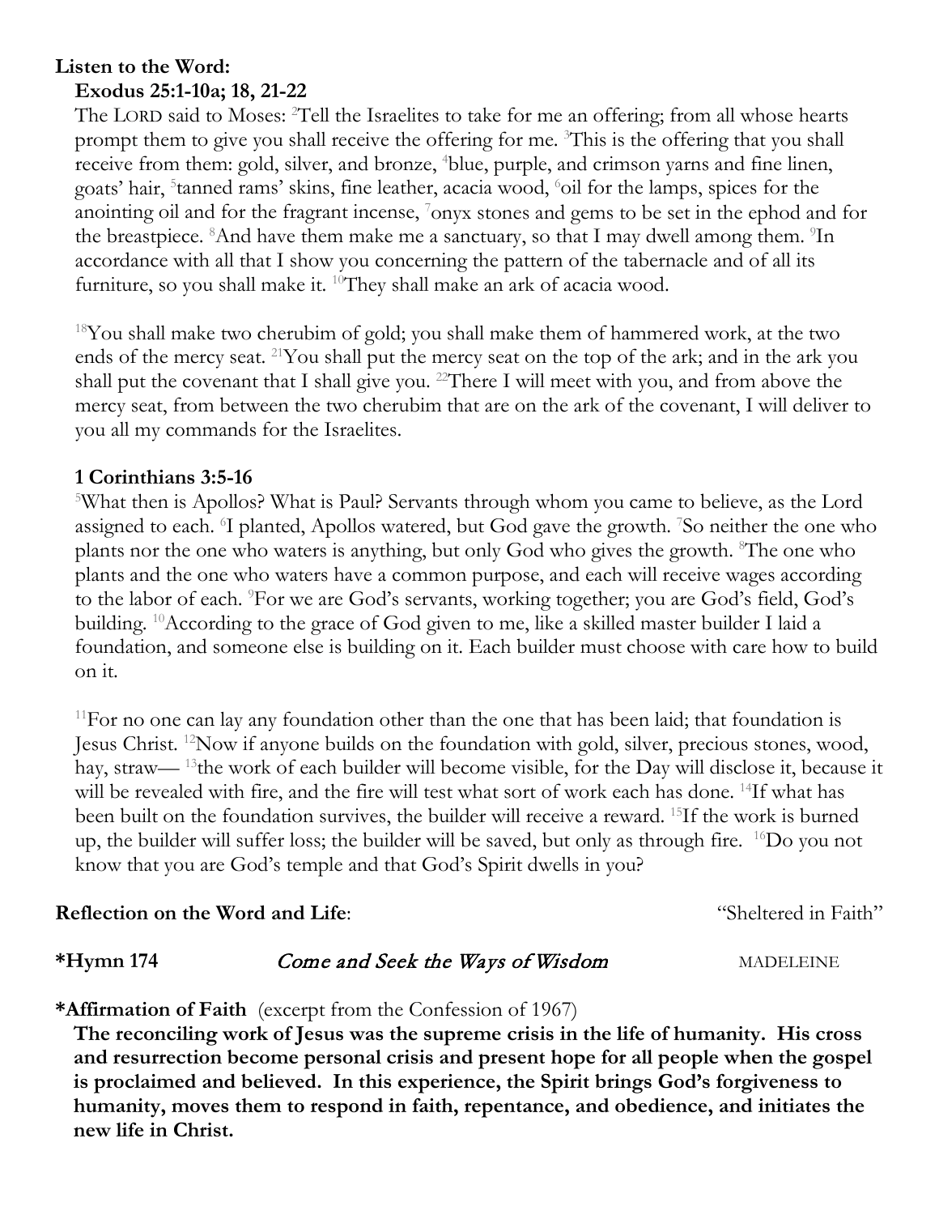**Listen to the Word:**

**Exodus 25:1-10a; 18, 21-22**

The LORD said to Moses: [2]Tell the Israelites to take for me an offering; from all whose hearts prompt them to give you shall receive the offering for me. [3]This is the offering that you shall receive from them: gold, silver, and bronze, [4]blue, purple, and crimson yarns and fine linen, goats' hair, [5]tanned rams' skins, fine leather, acacia wood, [6]oil for the lamps, spices for the anointing oil and for the fragrant incense, [7]onyx stones and gems to be set in the ephod and for the breastpiece. [8]And have them make me a sanctuary, so that I may dwell among them. [9]In accordance with all that I show you concerning the pattern of the tabernacle and of all its furniture, so you shall make it. [10]They shall make an ark of acacia wood.

[18]You shall make two cherubim of gold; you shall make them of hammered work, at the two ends of the mercy seat. [21]You shall put the mercy seat on the top of the ark; and in the ark you shall put the covenant that I shall give you. [22]There I will meet with you, and from above the mercy seat, from between the two cherubim that are on the ark of the covenant, I will deliver to you all my commands for the Israelites.

**1 Corinthians 3:5-16**

[5]What then is Apollos? What is Paul? Servants through whom you came to believe, as the Lord assigned to each. [6]I planted, Apollos watered, but God gave the growth. [7]So neither the one who plants nor the one who waters is anything, but only God who gives the growth. [8]The one who plants and the one who waters have a common purpose, and each will receive wages according to the labor of each. [9]For we are God's servants, working together; you are God's field, God's building. [10]According to the grace of God given to me, like a skilled master builder I laid a foundation, and someone else is building on it. Each builder must choose with care how to build on it.

[11]For no one can lay any foundation other than the one that has been laid; that foundation is Jesus Christ. [12]Now if anyone builds on the foundation with gold, silver, precious stones, wood, hay, straw— [13]the work of each builder will become visible, for the Day will disclose it, because it will be revealed with fire, and the fire will test what sort of work each has done. [14]If what has been built on the foundation survives, the builder will receive a reward. [15]If the work is burned up, the builder will suffer loss; the builder will be saved, but only as through fire. [16]Do you not know that you are God's temple and that God's Spirit dwells in you?

**Reflection on the Word and Life**: "Sheltered in Faith"

**\*Hymn 174** *Come and Seek the Ways of Wisdom* MADELEINE

**\*Affirmation of Faith** (excerpt from the Confession of 1967)

**The reconciling work of Jesus was the supreme crisis in the life of humanity. His cross and resurrection become personal crisis and present hope for all people when the gospel is proclaimed and believed. In this experience, the Spirit brings God's forgiveness to humanity, moves them to respond in faith, repentance, and obedience, and initiates the new life in Christ.**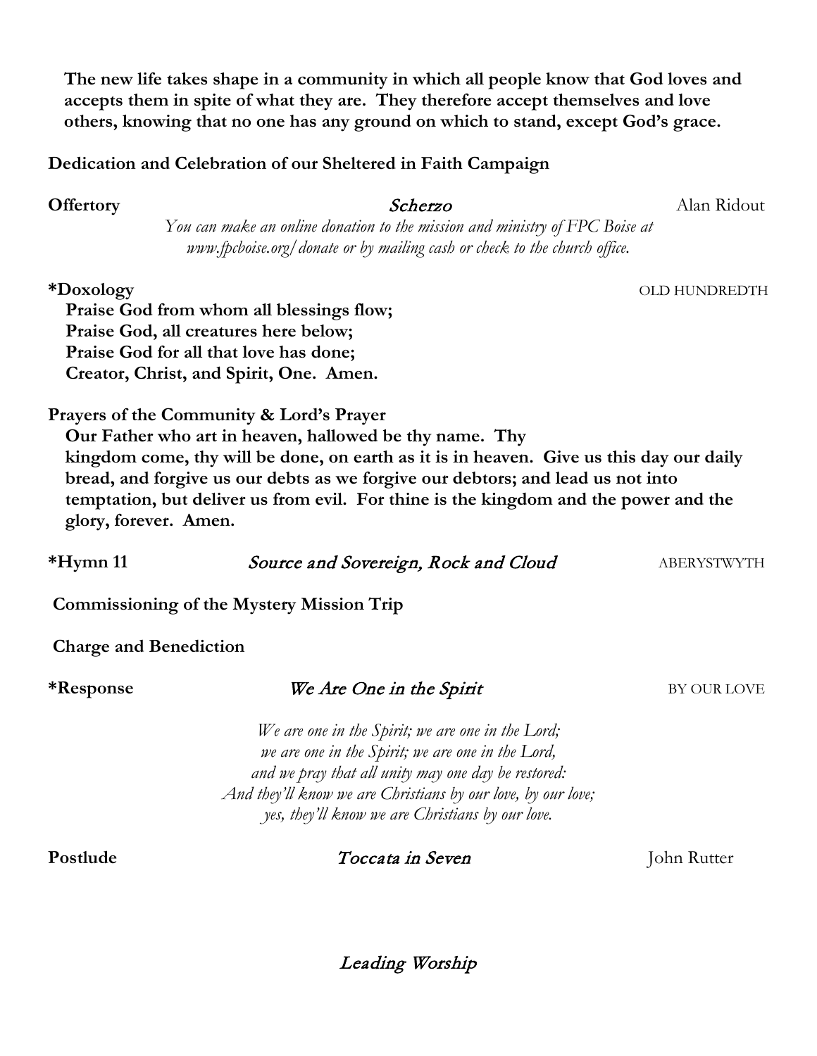**The new life takes shape in a community in which all people know that God loves and accepts them in spite of what they are. They therefore accept themselves and love others, knowing that no one has any ground on which to stand, except God's grace.**

**Dedication and Celebration of our Sheltered in Faith Campaign**

**Offertory** *Scherzo* Alan Ridout

*You can make an online donation to the mission and ministry of FPC Boise at www.fpcboise.org/donate or by mailing cash or check to the church office.*

**\*Doxology** OLD HUNDREDTH

**Praise God from whom all blessings flow;**
**Praise God, all creatures here below;**
**Praise God for all that love has done;**
**Creator, Christ, and Spirit, One. Amen.**

**Prayers of the Community & Lord's Prayer**

**Our Father who art in heaven, hallowed be thy name. Thy kingdom come, thy will be done, on earth as it is in heaven. Give us this day our daily bread, and forgive us our debts as we forgive our debtors; and lead us not into temptation, but deliver us from evil. For thine is the kingdom and the power and the glory, forever. Amen.**

**\*Hymn 11** *Source and Sovereign, Rock and Cloud* ABERYSTWYTH

**Commissioning of the Mystery Mission Trip**

**Charge and Benediction**

**\*Response** *We Are One in the Spirit* BY OUR LOVE

*We are one in the Spirit; we are one in the Lord;*
*we are one in the Spirit; we are one in the Lord,*
*and we pray that all unity may one day be restored:*
*And they'll know we are Christians by our love, by our love;*
*yes, they'll know we are Christians by our love.*

**Postlude** *Toccata in Seven* John Rutter

## *Leading Worship*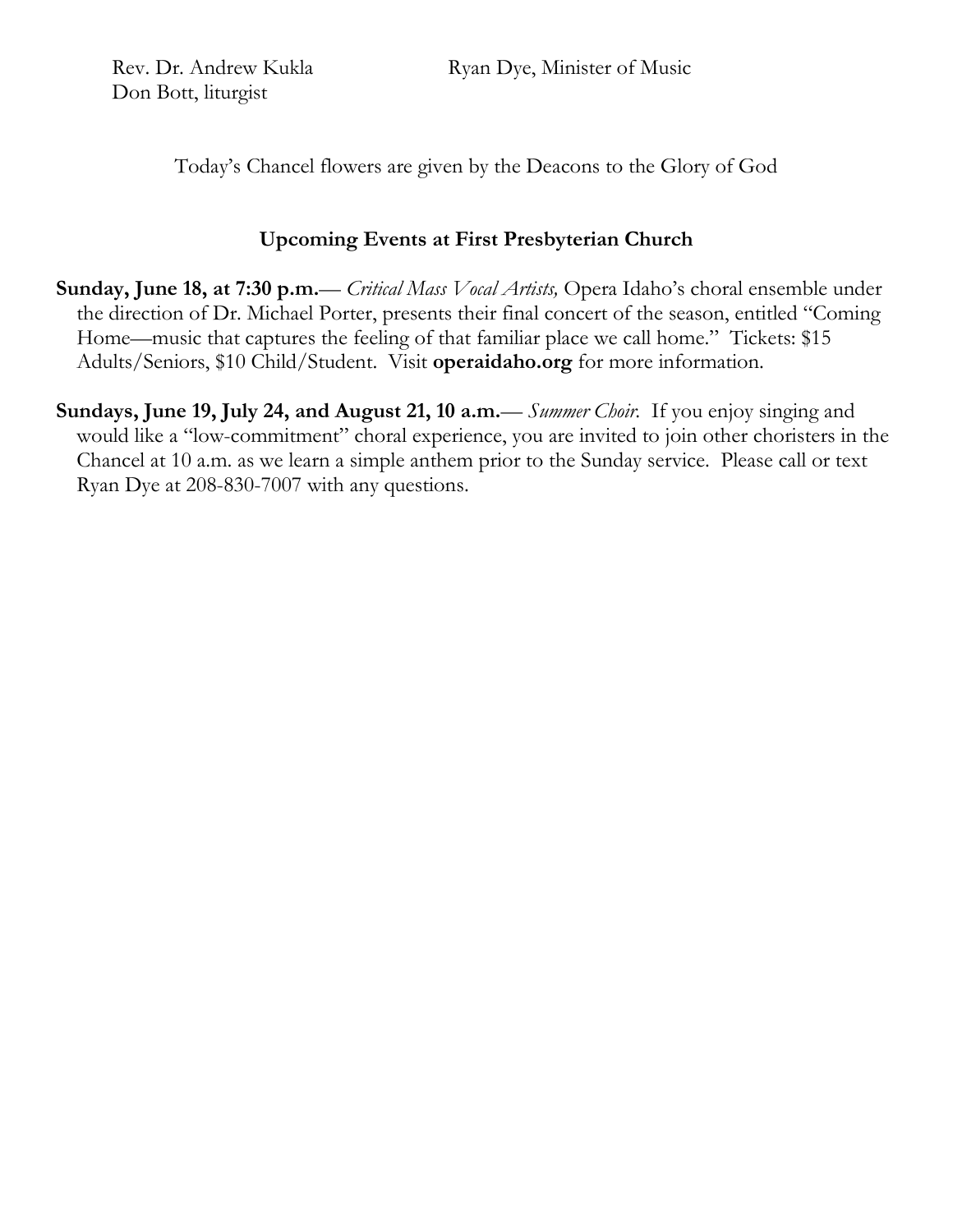Rev. Dr. Andrew Kukla
Don Bott, liturgist

Ryan Dye, Minister of Music

Today's Chancel flowers are given by the Deacons to the Glory of God

### Upcoming Events at First Presbyterian Church

**Sunday, June 18, at 7:30 p.m.**— *Critical Mass Vocal Artists,* Opera Idaho's choral ensemble under the direction of Dr. Michael Porter, presents their final concert of the season, entitled "Coming Home—music that captures the feeling of that familiar place we call home." Tickets: $15 Adults/Seniors, $10 Child/Student. Visit **operaidaho.org** for more information.

**Sundays, June 19, July 24, and August 21, 10 a.m.**— *Summer Choir.* If you enjoy singing and would like a "low-commitment" choral experience, you are invited to join other choristers in the Chancel at 10 a.m. as we learn a simple anthem prior to the Sunday service. Please call or text Ryan Dye at 208-830-7007 with any questions.